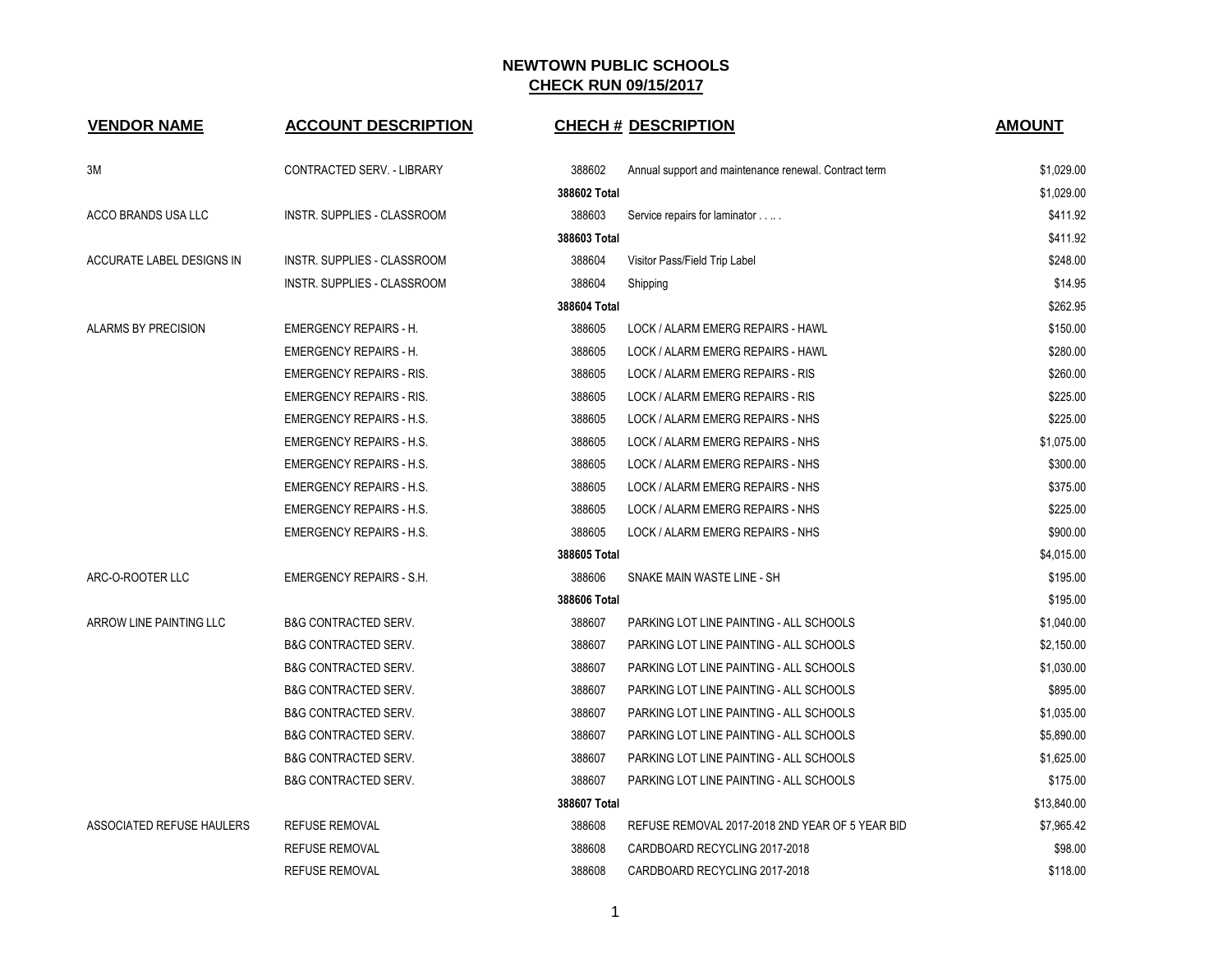# NEWTOWN PUBLIC SCHOOLS

## CHECK RUN 09/15/2017

| VENDOR NAME | ACCOUNT DESCRIPTION | CHECH # | DESCRIPTION | AMOUNT |
|---|---|---|---|---|
| 3M | CONTRACTED SERV. - LIBRARY | 388602 | Annual support and maintenance renewal. Contract term | $1,029.00 |
| | | 388602 Total | | $1,029.00 |
| ACCO BRANDS USA LLC | INSTR. SUPPLIES - CLASSROOM | 388603 | Service repairs for laminator . . .. . | $411.92 |
| | | 388603 Total | | $411.92 |
| ACCURATE LABEL DESIGNS IN | INSTR. SUPPLIES - CLASSROOM | 388604 | Visitor Pass/Field Trip Label | $248.00 |
| | INSTR. SUPPLIES - CLASSROOM | 388604 | Shipping | $14.95 |
| | | 388604 Total | | $262.95 |
| ALARMS BY PRECISION | EMERGENCY REPAIRS - H. | 388605 | LOCK / ALARM EMERG REPAIRS - HAWL | $150.00 |
| | EMERGENCY REPAIRS - H. | 388605 | LOCK / ALARM EMERG REPAIRS - HAWL | $280.00 |
| | EMERGENCY REPAIRS - RIS. | 388605 | LOCK / ALARM EMERG REPAIRS - RIS | $260.00 |
| | EMERGENCY REPAIRS - RIS. | 388605 | LOCK / ALARM EMERG REPAIRS - RIS | $225.00 |
| | EMERGENCY REPAIRS - H.S. | 388605 | LOCK / ALARM EMERG REPAIRS - NHS | $225.00 |
| | EMERGENCY REPAIRS - H.S. | 388605 | LOCK / ALARM EMERG REPAIRS - NHS | $1,075.00 |
| | EMERGENCY REPAIRS - H.S. | 388605 | LOCK / ALARM EMERG REPAIRS - NHS | $300.00 |
| | EMERGENCY REPAIRS - H.S. | 388605 | LOCK / ALARM EMERG REPAIRS - NHS | $375.00 |
| | EMERGENCY REPAIRS - H.S. | 388605 | LOCK / ALARM EMERG REPAIRS - NHS | $225.00 |
| | EMERGENCY REPAIRS - H.S. | 388605 | LOCK / ALARM EMERG REPAIRS - NHS | $900.00 |
| | | 388605 Total | | $4,015.00 |
| ARC-O-ROOTER LLC | EMERGENCY REPAIRS - S.H. | 388606 | SNAKE MAIN WASTE LINE - SH | $195.00 |
| | | 388606 Total | | $195.00 |
| ARROW LINE PAINTING LLC | B&G CONTRACTED SERV. | 388607 | PARKING LOT LINE PAINTING - ALL SCHOOLS | $1,040.00 |
| | B&G CONTRACTED SERV. | 388607 | PARKING LOT LINE PAINTING - ALL SCHOOLS | $2,150.00 |
| | B&G CONTRACTED SERV. | 388607 | PARKING LOT LINE PAINTING - ALL SCHOOLS | $1,030.00 |
| | B&G CONTRACTED SERV. | 388607 | PARKING LOT LINE PAINTING - ALL SCHOOLS | $895.00 |
| | B&G CONTRACTED SERV. | 388607 | PARKING LOT LINE PAINTING - ALL SCHOOLS | $1,035.00 |
| | B&G CONTRACTED SERV. | 388607 | PARKING LOT LINE PAINTING - ALL SCHOOLS | $5,890.00 |
| | B&G CONTRACTED SERV. | 388607 | PARKING LOT LINE PAINTING - ALL SCHOOLS | $1,625.00 |
| | B&G CONTRACTED SERV. | 388607 | PARKING LOT LINE PAINTING - ALL SCHOOLS | $175.00 |
| | | 388607 Total | | $13,840.00 |
| ASSOCIATED REFUSE HAULERS | REFUSE REMOVAL | 388608 | REFUSE REMOVAL 2017-2018 2ND YEAR OF 5 YEAR BID | $7,965.42 |
| | REFUSE REMOVAL | 388608 | CARDBOARD RECYCLING 2017-2018 | $98.00 |
| | REFUSE REMOVAL | 388608 | CARDBOARD RECYCLING 2017-2018 | $118.00 |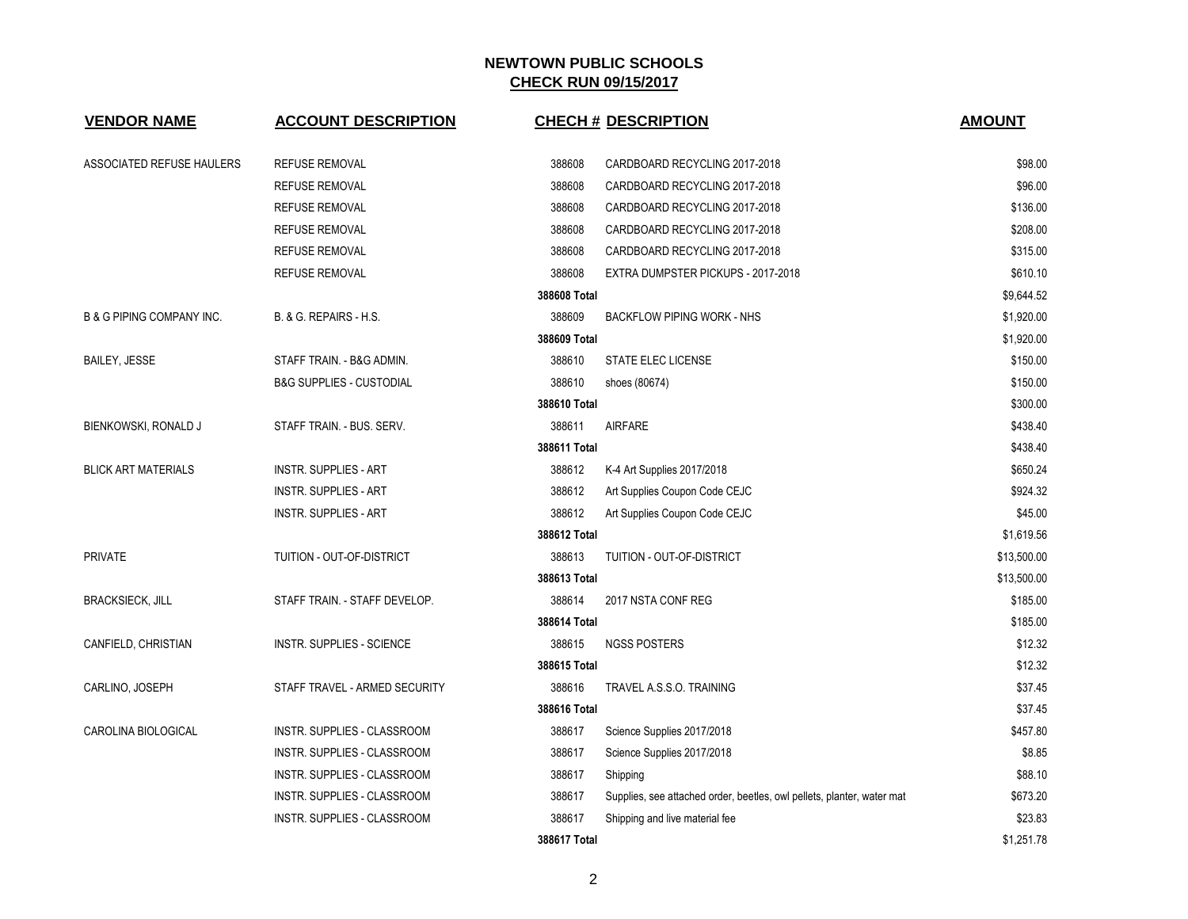## NEWTOWN PUBLIC SCHOOLS

## CHECK RUN 09/15/2017

| VENDOR NAME | ACCOUNT DESCRIPTION | CHECH # | DESCRIPTION | AMOUNT |
|---|---|---|---|---|
| ASSOCIATED REFUSE HAULERS | REFUSE REMOVAL | 388608 | CARDBOARD RECYCLING 2017-2018 | $98.00 |
| | REFUSE REMOVAL | 388608 | CARDBOARD RECYCLING 2017-2018 | $96.00 |
| | REFUSE REMOVAL | 388608 | CARDBOARD RECYCLING 2017-2018 | $136.00 |
| | REFUSE REMOVAL | 388608 | CARDBOARD RECYCLING 2017-2018 | $208.00 |
| | REFUSE REMOVAL | 388608 | CARDBOARD RECYCLING 2017-2018 | $315.00 |
| | REFUSE REMOVAL | 388608 | EXTRA DUMPSTER PICKUPS - 2017-2018 | $610.10 |
| | | **388608 Total** | | $9,644.52 |
| B & G PIPING COMPANY INC. | B. & G. REPAIRS - H.S. | 388609 | BACKFLOW PIPING WORK - NHS | $1,920.00 |
| | | **388609 Total** | | $1,920.00 |
| BAILEY, JESSE | STAFF TRAIN. - B&G ADMIN. | 388610 | STATE ELEC LICENSE | $150.00 |
| | B&G SUPPLIES - CUSTODIAL | 388610 | shoes (80674) | $150.00 |
| | | **388610 Total** | | $300.00 |
| BIENKOWSKI, RONALD J | STAFF TRAIN. - BUS. SERV. | 388611 | AIRFARE | $438.40 |
| | | **388611 Total** | | $438.40 |
| BLICK ART MATERIALS | INSTR. SUPPLIES - ART | 388612 | K-4 Art Supplies 2017/2018 | $650.24 |
| | INSTR. SUPPLIES - ART | 388612 | Art Supplies Coupon Code CEJC | $924.32 |
| | INSTR. SUPPLIES - ART | 388612 | Art Supplies Coupon Code CEJC | $45.00 |
| | | **388612 Total** | | $1,619.56 |
| PRIVATE | TUITION - OUT-OF-DISTRICT | 388613 | TUITION - OUT-OF-DISTRICT | $13,500.00 |
| | | **388613 Total** | | $13,500.00 |
| BRACKSIECK, JILL | STAFF TRAIN. - STAFF DEVELOP. | 388614 | 2017 NSTA CONF REG | $185.00 |
| | | **388614 Total** | | $185.00 |
| CANFIELD, CHRISTIAN | INSTR. SUPPLIES - SCIENCE | 388615 | NGSS POSTERS | $12.32 |
| | | **388615 Total** | | $12.32 |
| CARLINO, JOSEPH | STAFF TRAVEL - ARMED SECURITY | 388616 | TRAVEL A.S.S.O. TRAINING | $37.45 |
| | | **388616 Total** | | $37.45 |
| CAROLINA BIOLOGICAL | INSTR. SUPPLIES - CLASSROOM | 388617 | Science Supplies 2017/2018 | $457.80 |
| | INSTR. SUPPLIES - CLASSROOM | 388617 | Science Supplies 2017/2018 | $8.85 |
| | INSTR. SUPPLIES - CLASSROOM | 388617 | Shipping | $88.10 |
| | INSTR. SUPPLIES - CLASSROOM | 388617 | Supplies, see attached order, beetles, owl pellets, planter, water mat | $673.20 |
| | INSTR. SUPPLIES - CLASSROOM | 388617 | Shipping and live material fee | $23.83 |
| | | **388617 Total** | | $1,251.78 |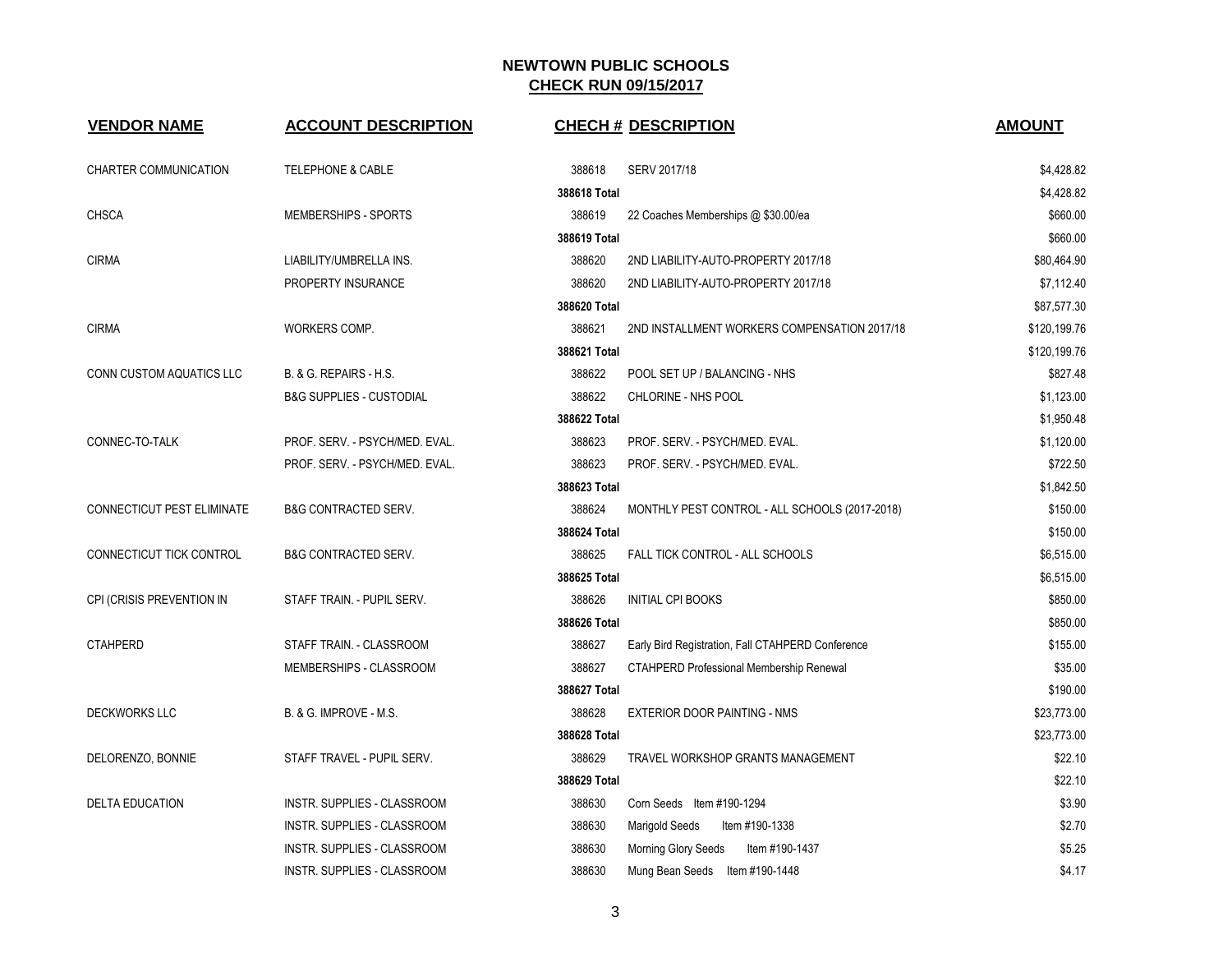# NEWTOWN PUBLIC SCHOOLS

## CHECK RUN 09/15/2017

| VENDOR NAME | ACCOUNT DESCRIPTION | CHECH # | DESCRIPTION | AMOUNT |
|---|---|---|---|---|
| CHARTER COMMUNICATION | TELEPHONE & CABLE | 388618 | SERV 2017/18 | $4,428.82 |
| | | 388618 Total | | $4,428.82 |
| CHSCA | MEMBERSHIPS - SPORTS | 388619 | 22 Coaches Memberships @ $30.00/ea | $660.00 |
| | | 388619 Total | | $660.00 |
| CIRMA | LIABILITY/UMBRELLA INS. | 388620 | 2ND LIABILITY-AUTO-PROPERTY 2017/18 | $80,464.90 |
| | PROPERTY INSURANCE | 388620 | 2ND LIABILITY-AUTO-PROPERTY 2017/18 | $7,112.40 |
| | | 388620 Total | | $87,577.30 |
| CIRMA | WORKERS COMP. | 388621 | 2ND INSTALLMENT WORKERS COMPENSATION 2017/18 | $120,199.76 |
| | | 388621 Total | | $120,199.76 |
| CONN CUSTOM AQUATICS LLC | B. & G. REPAIRS - H.S. | 388622 | POOL SET UP / BALANCING - NHS | $827.48 |
| | B&G SUPPLIES - CUSTODIAL | 388622 | CHLORINE - NHS POOL | $1,123.00 |
| | | 388622 Total | | $1,950.48 |
| CONNEC-TO-TALK | PROF. SERV. - PSYCH/MED. EVAL. | 388623 | PROF. SERV. - PSYCH/MED. EVAL. | $1,120.00 |
| | PROF. SERV. - PSYCH/MED. EVAL. | 388623 | PROF. SERV. - PSYCH/MED. EVAL. | $722.50 |
| | | 388623 Total | | $1,842.50 |
| CONNECTICUT PEST ELIMINATE | B&G CONTRACTED SERV. | 388624 | MONTHLY PEST CONTROL - ALL SCHOOLS (2017-2018) | $150.00 |
| | | 388624 Total | | $150.00 |
| CONNECTICUT TICK CONTROL | B&G CONTRACTED SERV. | 388625 | FALL TICK CONTROL - ALL SCHOOLS | $6,515.00 |
| | | 388625 Total | | $6,515.00 |
| CPI (CRISIS PREVENTION IN | STAFF TRAIN. - PUPIL SERV. | 388626 | INITIAL CPI BOOKS | $850.00 |
| | | 388626 Total | | $850.00 |
| CTAHPERD | STAFF TRAIN. - CLASSROOM | 388627 | Early Bird Registration, Fall CTAHPERD Conference | $155.00 |
| | MEMBERSHIPS - CLASSROOM | 388627 | CTAHPERD Professional Membership Renewal | $35.00 |
| | | 388627 Total | | $190.00 |
| DECKWORKS LLC | B. & G. IMPROVE - M.S. | 388628 | EXTERIOR DOOR PAINTING - NMS | $23,773.00 |
| | | 388628 Total | | $23,773.00 |
| DELORENZO, BONNIE | STAFF TRAVEL - PUPIL SERV. | 388629 | TRAVEL WORKSHOP GRANTS MANAGEMENT | $22.10 |
| | | 388629 Total | | $22.10 |
| DELTA EDUCATION | INSTR. SUPPLIES - CLASSROOM | 388630 | Corn Seeds Item #190-1294 | $3.90 |
| | INSTR. SUPPLIES - CLASSROOM | 388630 | Marigold Seeds Item #190-1338 | $2.70 |
| | INSTR. SUPPLIES - CLASSROOM | 388630 | Morning Glory Seeds Item #190-1437 | $5.25 |
| | INSTR. SUPPLIES - CLASSROOM | 388630 | Mung Bean Seeds Item #190-1448 | $4.17 |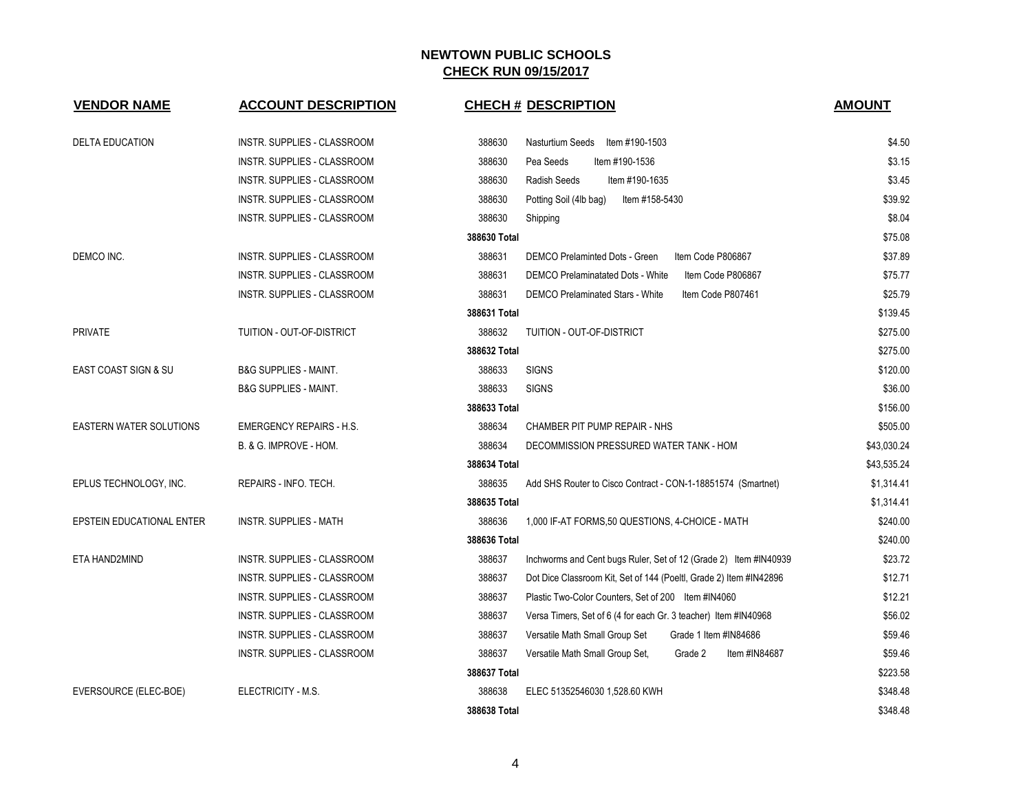# NEWTOWN PUBLIC SCHOOLS

## CHECK RUN 09/15/2017

| VENDOR NAME | ACCOUNT DESCRIPTION | CHECH # | DESCRIPTION | AMOUNT |
|---|---|---|---|---|
| DELTA EDUCATION | INSTR. SUPPLIES - CLASSROOM | 388630 | Nasturtium Seeds Item #190-1503 | $4.50 |
| | INSTR. SUPPLIES - CLASSROOM | 388630 | Pea Seeds Item #190-1536 | $3.15 |
| | INSTR. SUPPLIES - CLASSROOM | 388630 | Radish Seeds Item #190-1635 | $3.45 |
| | INSTR. SUPPLIES - CLASSROOM | 388630 | Potting Soil (4lb bag) Item #158-5430 | $39.92 |
| | INSTR. SUPPLIES - CLASSROOM | 388630 | Shipping | $8.04 |
| | | **388630 Total** | | $75.08 |
| DEMCO INC. | INSTR. SUPPLIES - CLASSROOM | 388631 | DEMCO Prelaminted Dots - Green Item Code P806867 | $37.89 |
| | INSTR. SUPPLIES - CLASSROOM | 388631 | DEMCO Prelaminatated Dots - White Item Code P806867 | $75.77 |
| | INSTR. SUPPLIES - CLASSROOM | 388631 | DEMCO Prelaminated Stars - White Item Code P807461 | $25.79 |
| | | **388631 Total** | | $139.45 |
| PRIVATE | TUITION - OUT-OF-DISTRICT | 388632 | TUITION - OUT-OF-DISTRICT | $275.00 |
| | | **388632 Total** | | $275.00 |
| EAST COAST SIGN & SU | B&G SUPPLIES - MAINT. | 388633 | SIGNS | $120.00 |
| | B&G SUPPLIES - MAINT. | 388633 | SIGNS | $36.00 |
| | | **388633 Total** | | $156.00 |
| EASTERN WATER SOLUTIONS | EMERGENCY REPAIRS - H.S. | 388634 | CHAMBER PIT PUMP REPAIR - NHS | $505.00 |
| | B. & G. IMPROVE - HOM. | 388634 | DECOMMISSION PRESSURED WATER TANK - HOM | $43,030.24 |
| | | **388634 Total** | | $43,535.24 |
| EPLUS TECHNOLOGY, INC. | REPAIRS - INFO. TECH. | 388635 | Add SHS Router to Cisco Contract - CON-1-18851574 (Smartnet) | $1,314.41 |
| | | **388635 Total** | | $1,314.41 |
| EPSTEIN EDUCATIONAL ENTER | INSTR. SUPPLIES - MATH | 388636 | 1,000 IF-AT FORMS,50 QUESTIONS, 4-CHOICE - MATH | $240.00 |
| | | **388636 Total** | | $240.00 |
| ETA HAND2MIND | INSTR. SUPPLIES - CLASSROOM | 388637 | Inchworms and Cent bugs Ruler, Set of 12 (Grade 2) Item #IN40939 | $23.72 |
| | INSTR. SUPPLIES - CLASSROOM | 388637 | Dot Dice Classroom Kit, Set of 144 (Poeltl, Grade 2) Item #IN42896 | $12.71 |
| | INSTR. SUPPLIES - CLASSROOM | 388637 | Plastic Two-Color Counters, Set of 200 Item #IN4060 | $12.21 |
| | INSTR. SUPPLIES - CLASSROOM | 388637 | Versa Timers, Set of 6 (4 for each Gr. 3 teacher) Item #IN40968 | $56.02 |
| | INSTR. SUPPLIES - CLASSROOM | 388637 | Versatile Math Small Group Set Grade 1 Item #IN84686 | $59.46 |
| | INSTR. SUPPLIES - CLASSROOM | 388637 | Versatile Math Small Group Set, Grade 2 Item #IN84687 | $59.46 |
| | | **388637 Total** | | $223.58 |
| EVERSOURCE (ELEC-BOE) | ELECTRICITY - M.S. | 388638 | ELEC 51352546030 1,528.60 KWH | $348.48 |
| | | **388638 Total** | | $348.48 |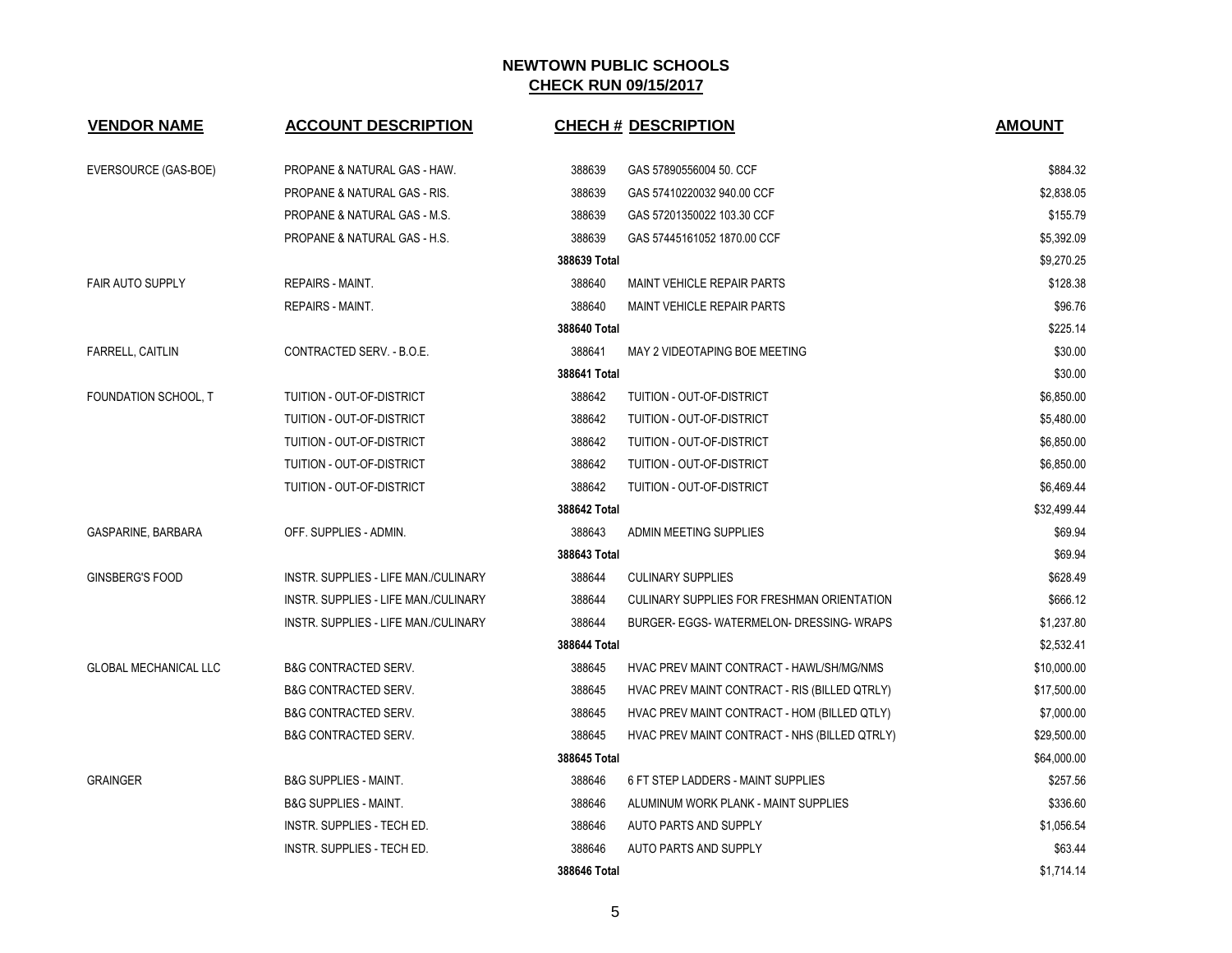## NEWTOWN PUBLIC SCHOOLS
## CHECK RUN 09/15/2017

| VENDOR NAME | ACCOUNT DESCRIPTION | CHECH # | DESCRIPTION | AMOUNT |
|---|---|---|---|---|
| EVERSOURCE (GAS-BOE) | PROPANE & NATURAL GAS - HAW. | 388639 | GAS 57890556004 50. CCF | $884.32 |
| | PROPANE & NATURAL GAS - RIS. | 388639 | GAS 57410220032 940.00 CCF | $2,838.05 |
| | PROPANE & NATURAL GAS - M.S. | 388639 | GAS 57201350022 103.30 CCF | $155.79 |
| | PROPANE & NATURAL GAS - H.S. | 388639 | GAS 57445161052 1870.00 CCF | $5,392.09 |
| | | **388639 Total** | | $9,270.25 |
| FAIR AUTO SUPPLY | REPAIRS - MAINT. | 388640 | MAINT VEHICLE REPAIR PARTS | $128.38 |
| | REPAIRS - MAINT. | 388640 | MAINT VEHICLE REPAIR PARTS | $96.76 |
| | | **388640 Total** | | $225.14 |
| FARRELL, CAITLIN | CONTRACTED SERV. - B.O.E. | 388641 | MAY 2 VIDEOTAPING BOE MEETING | $30.00 |
| | | **388641 Total** | | $30.00 |
| FOUNDATION SCHOOL, T | TUITION - OUT-OF-DISTRICT | 388642 | TUITION - OUT-OF-DISTRICT | $6,850.00 |
| | TUITION - OUT-OF-DISTRICT | 388642 | TUITION - OUT-OF-DISTRICT | $5,480.00 |
| | TUITION - OUT-OF-DISTRICT | 388642 | TUITION - OUT-OF-DISTRICT | $6,850.00 |
| | TUITION - OUT-OF-DISTRICT | 388642 | TUITION - OUT-OF-DISTRICT | $6,850.00 |
| | TUITION - OUT-OF-DISTRICT | 388642 | TUITION - OUT-OF-DISTRICT | $6,469.44 |
| | | **388642 Total** | | $32,499.44 |
| GASPARINE, BARBARA | OFF. SUPPLIES - ADMIN. | 388643 | ADMIN MEETING SUPPLIES | $69.94 |
| | | **388643 Total** | | $69.94 |
| GINSBERG'S FOOD | INSTR. SUPPLIES - LIFE MAN./CULINARY | 388644 | CULINARY SUPPLIES | $628.49 |
| | INSTR. SUPPLIES - LIFE MAN./CULINARY | 388644 | CULINARY SUPPLIES FOR FRESHMAN ORIENTATION | $666.12 |
| | INSTR. SUPPLIES - LIFE MAN./CULINARY | 388644 | BURGER- EGGS- WATERMELON- DRESSING- WRAPS | $1,237.80 |
| | | **388644 Total** | | $2,532.41 |
| GLOBAL MECHANICAL LLC | B&G CONTRACTED SERV. | 388645 | HVAC PREV MAINT CONTRACT - HAWL/SH/MG/NMS | $10,000.00 |
| | B&G CONTRACTED SERV. | 388645 | HVAC PREV MAINT CONTRACT - RIS (BILLED QTRLY) | $17,500.00 |
| | B&G CONTRACTED SERV. | 388645 | HVAC PREV MAINT CONTRACT - HOM (BILLED QTLY) | $7,000.00 |
| | B&G CONTRACTED SERV. | 388645 | HVAC PREV MAINT CONTRACT - NHS (BILLED QTRLY) | $29,500.00 |
| | | **388645 Total** | | $64,000.00 |
| GRAINGER | B&G SUPPLIES - MAINT. | 388646 | 6 FT STEP LADDERS - MAINT SUPPLIES | $257.56 |
| | B&G SUPPLIES - MAINT. | 388646 | ALUMINUM WORK PLANK - MAINT SUPPLIES | $336.60 |
| | INSTR. SUPPLIES - TECH ED. | 388646 | AUTO PARTS AND SUPPLY | $1,056.54 |
| | INSTR. SUPPLIES - TECH ED. | 388646 | AUTO PARTS AND SUPPLY | $63.44 |
| | | **388646 Total** | | $1,714.14 |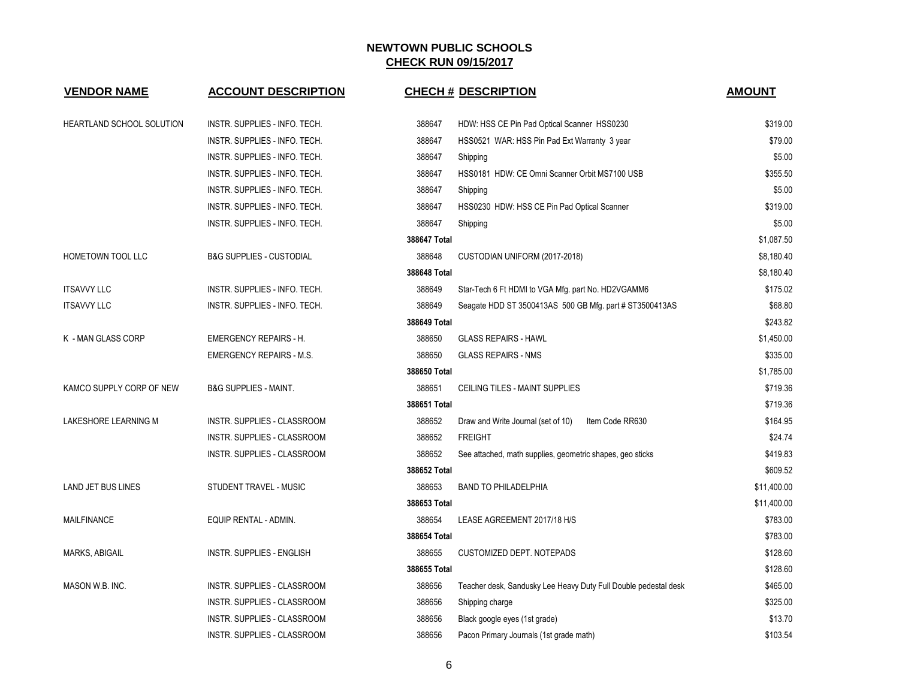## NEWTOWN PUBLIC SCHOOLS
## CHECK RUN 09/15/2017

| VENDOR NAME | ACCOUNT DESCRIPTION | CHECH # | DESCRIPTION | AMOUNT |
|---|---|---|---|---|
| HEARTLAND SCHOOL SOLUTION | INSTR. SUPPLIES - INFO. TECH. | 388647 | HDW: HSS CE Pin Pad Optical Scanner HSS0230 | $319.00 |
| | INSTR. SUPPLIES - INFO. TECH. | 388647 | HSS0521 WAR: HSS Pin Pad Ext Warranty 3 year | $79.00 |
| | INSTR. SUPPLIES - INFO. TECH. | 388647 | Shipping | $5.00 |
| | INSTR. SUPPLIES - INFO. TECH. | 388647 | HSS0181 HDW: CE Omni Scanner Orbit MS7100 USB | $355.50 |
| | INSTR. SUPPLIES - INFO. TECH. | 388647 | Shipping | $5.00 |
| | INSTR. SUPPLIES - INFO. TECH. | 388647 | HSS0230 HDW: HSS CE Pin Pad Optical Scanner | $319.00 |
| | INSTR. SUPPLIES - INFO. TECH. | 388647 | Shipping | $5.00 |
| | | 388647 Total | | $1,087.50 |
| HOMETOWN TOOL LLC | B&G SUPPLIES - CUSTODIAL | 388648 | CUSTODIAN UNIFORM (2017-2018) | $8,180.40 |
| | | 388648 Total | | $8,180.40 |
| ITSAVVY LLC | INSTR. SUPPLIES - INFO. TECH. | 388649 | Star-Tech 6 Ft HDMI to VGA Mfg. part No. HD2VGAMM6 | $175.02 |
| ITSAVVY LLC | INSTR. SUPPLIES - INFO. TECH. | 388649 | Seagate HDD ST 3500413AS 500 GB Mfg. part # ST3500413AS | $68.80 |
| | | 388649 Total | | $243.82 |
| K - MAN GLASS CORP | EMERGENCY REPAIRS - H. | 388650 | GLASS REPAIRS - HAWL | $1,450.00 |
| | EMERGENCY REPAIRS - M.S. | 388650 | GLASS REPAIRS - NMS | $335.00 |
| | | 388650 Total | | $1,785.00 |
| KAMCO SUPPLY CORP OF NEW | B&G SUPPLIES - MAINT. | 388651 | CEILING TILES - MAINT SUPPLIES | $719.36 |
| | | 388651 Total | | $719.36 |
| LAKESHORE LEARNING M | INSTR. SUPPLIES - CLASSROOM | 388652 | Draw and Write Journal (set of 10) Item Code RR630 | $164.95 |
| | INSTR. SUPPLIES - CLASSROOM | 388652 | FREIGHT | $24.74 |
| | INSTR. SUPPLIES - CLASSROOM | 388652 | See attached, math supplies, geometric shapes, geo sticks | $419.83 |
| | | 388652 Total | | $609.52 |
| LAND JET BUS LINES | STUDENT TRAVEL - MUSIC | 388653 | BAND TO PHILADELPHIA | $11,400.00 |
| | | 388653 Total | | $11,400.00 |
| MAILFINANCE | EQUIP RENTAL - ADMIN. | 388654 | LEASE AGREEMENT 2017/18 H/S | $783.00 |
| | | 388654 Total | | $783.00 |
| MARKS, ABIGAIL | INSTR. SUPPLIES - ENGLISH | 388655 | CUSTOMIZED DEPT. NOTEPADS | $128.60 |
| | | 388655 Total | | $128.60 |
| MASON W.B. INC. | INSTR. SUPPLIES - CLASSROOM | 388656 | Teacher desk, Sandusky Lee Heavy Duty Full Double pedestal desk | $465.00 |
| | INSTR. SUPPLIES - CLASSROOM | 388656 | Shipping charge | $325.00 |
| | INSTR. SUPPLIES - CLASSROOM | 388656 | Black google eyes (1st grade) | $13.70 |
| | INSTR. SUPPLIES - CLASSROOM | 388656 | Pacon Primary Journals (1st grade math) | $103.54 |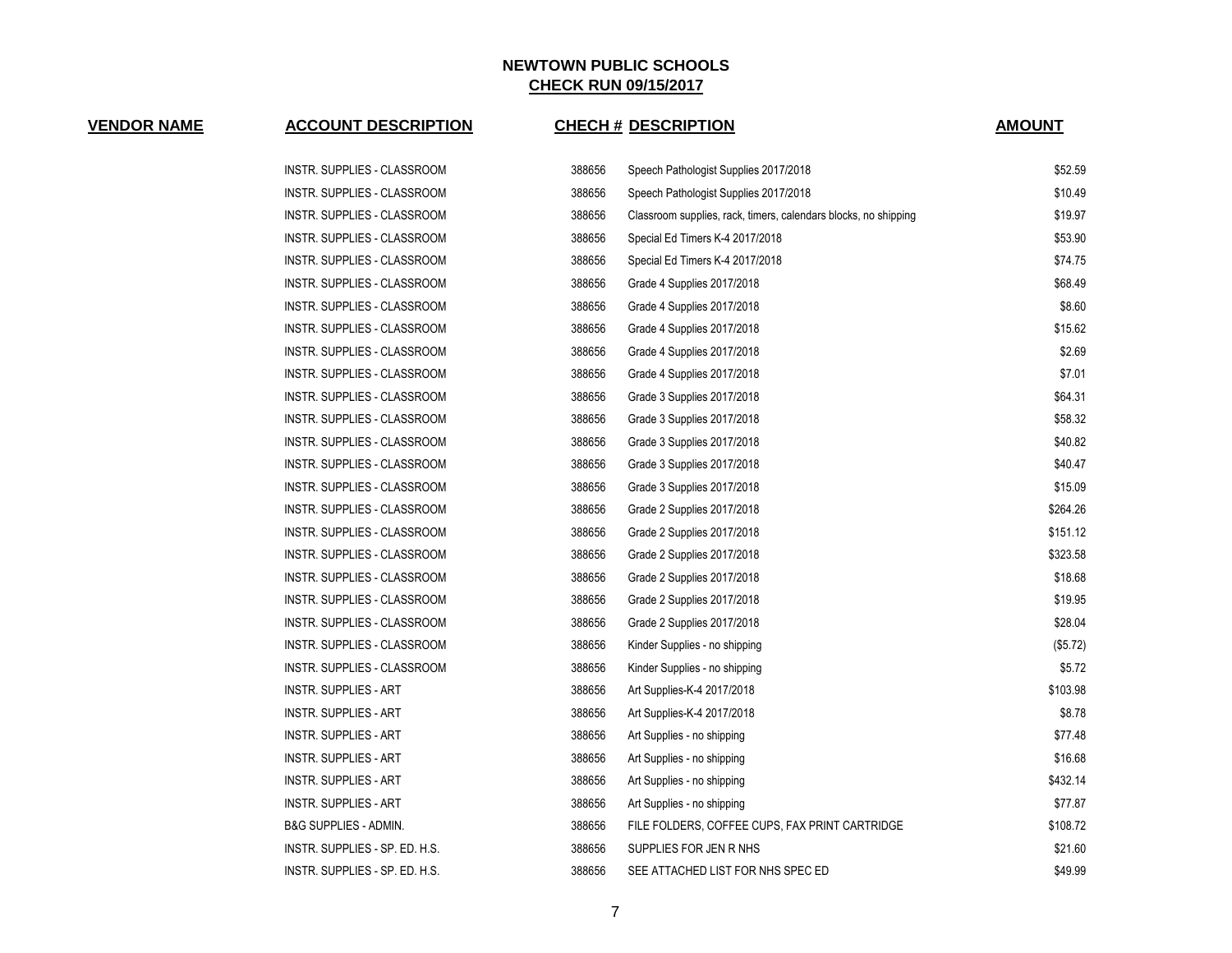## NEWTOWN PUBLIC SCHOOLS

## CHECK RUN 09/15/2017

| VENDOR NAME | ACCOUNT DESCRIPTION | CHECH # | DESCRIPTION | AMOUNT |
|---|---|---|---|---|
| | INSTR. SUPPLIES - CLASSROOM | 388656 | Speech Pathologist Supplies 2017/2018 | $52.59 |
| | INSTR. SUPPLIES - CLASSROOM | 388656 | Speech Pathologist Supplies 2017/2018 | $10.49 |
| | INSTR. SUPPLIES - CLASSROOM | 388656 | Classroom supplies, rack, timers, calendars blocks, no shipping | $19.97 |
| | INSTR. SUPPLIES - CLASSROOM | 388656 | Special Ed Timers K-4 2017/2018 | $53.90 |
| | INSTR. SUPPLIES - CLASSROOM | 388656 | Special Ed Timers K-4 2017/2018 | $74.75 |
| | INSTR. SUPPLIES - CLASSROOM | 388656 | Grade 4 Supplies 2017/2018 | $68.49 |
| | INSTR. SUPPLIES - CLASSROOM | 388656 | Grade 4 Supplies 2017/2018 | $8.60 |
| | INSTR. SUPPLIES - CLASSROOM | 388656 | Grade 4 Supplies 2017/2018 | $15.62 |
| | INSTR. SUPPLIES - CLASSROOM | 388656 | Grade 4 Supplies 2017/2018 | $2.69 |
| | INSTR. SUPPLIES - CLASSROOM | 388656 | Grade 4 Supplies 2017/2018 | $7.01 |
| | INSTR. SUPPLIES - CLASSROOM | 388656 | Grade 3 Supplies 2017/2018 | $64.31 |
| | INSTR. SUPPLIES - CLASSROOM | 388656 | Grade 3 Supplies 2017/2018 | $58.32 |
| | INSTR. SUPPLIES - CLASSROOM | 388656 | Grade 3 Supplies 2017/2018 | $40.82 |
| | INSTR. SUPPLIES - CLASSROOM | 388656 | Grade 3 Supplies 2017/2018 | $40.47 |
| | INSTR. SUPPLIES - CLASSROOM | 388656 | Grade 3 Supplies 2017/2018 | $15.09 |
| | INSTR. SUPPLIES - CLASSROOM | 388656 | Grade 2 Supplies 2017/2018 | $264.26 |
| | INSTR. SUPPLIES - CLASSROOM | 388656 | Grade 2 Supplies 2017/2018 | $151.12 |
| | INSTR. SUPPLIES - CLASSROOM | 388656 | Grade 2 Supplies 2017/2018 | $323.58 |
| | INSTR. SUPPLIES - CLASSROOM | 388656 | Grade 2 Supplies 2017/2018 | $18.68 |
| | INSTR. SUPPLIES - CLASSROOM | 388656 | Grade 2 Supplies 2017/2018 | $19.95 |
| | INSTR. SUPPLIES - CLASSROOM | 388656 | Grade 2 Supplies 2017/2018 | $28.04 |
| | INSTR. SUPPLIES - CLASSROOM | 388656 | Kinder Supplies - no shipping | ($5.72) |
| | INSTR. SUPPLIES - CLASSROOM | 388656 | Kinder Supplies - no shipping | $5.72 |
| | INSTR. SUPPLIES - ART | 388656 | Art Supplies-K-4 2017/2018 | $103.98 |
| | INSTR. SUPPLIES - ART | 388656 | Art Supplies-K-4 2017/2018 | $8.78 |
| | INSTR. SUPPLIES - ART | 388656 | Art Supplies - no shipping | $77.48 |
| | INSTR. SUPPLIES - ART | 388656 | Art Supplies - no shipping | $16.68 |
| | INSTR. SUPPLIES - ART | 388656 | Art Supplies - no shipping | $432.14 |
| | INSTR. SUPPLIES - ART | 388656 | Art Supplies - no shipping | $77.87 |
| | B&G SUPPLIES - ADMIN. | 388656 | FILE FOLDERS, COFFEE CUPS, FAX PRINT CARTRIDGE | $108.72 |
| | INSTR. SUPPLIES - SP. ED. H.S. | 388656 | SUPPLIES FOR JEN R NHS | $21.60 |
| | INSTR. SUPPLIES - SP. ED. H.S. | 388656 | SEE ATTACHED LIST FOR NHS SPEC ED | $49.99 |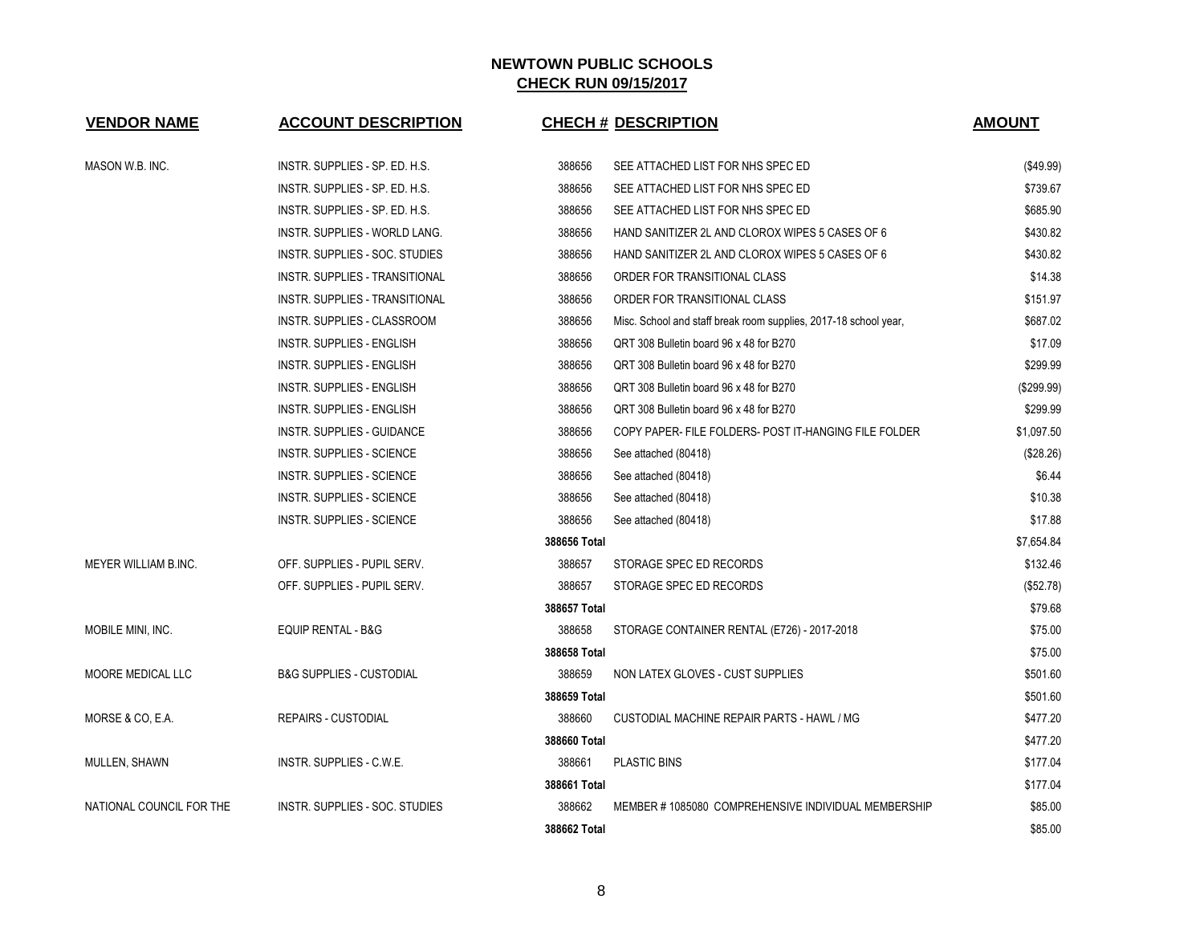## NEWTOWN PUBLIC SCHOOLS
## CHECK RUN 09/15/2017

| VENDOR NAME | ACCOUNT DESCRIPTION | CHECH # | DESCRIPTION | AMOUNT |
|---|---|---|---|---|
| MASON W.B. INC. | INSTR. SUPPLIES - SP. ED. H.S. | 388656 | SEE ATTACHED LIST FOR NHS SPEC ED | ($49.99) |
| | INSTR. SUPPLIES - SP. ED. H.S. | 388656 | SEE ATTACHED LIST FOR NHS SPEC ED | $739.67 |
| | INSTR. SUPPLIES - SP. ED. H.S. | 388656 | SEE ATTACHED LIST FOR NHS SPEC ED | $685.90 |
| | INSTR. SUPPLIES - WORLD LANG. | 388656 | HAND SANITIZER 2L AND CLOROX WIPES 5 CASES OF 6 | $430.82 |
| | INSTR. SUPPLIES - SOC. STUDIES | 388656 | HAND SANITIZER 2L AND CLOROX WIPES 5 CASES OF 6 | $430.82 |
| | INSTR. SUPPLIES - TRANSITIONAL | 388656 | ORDER FOR TRANSITIONAL CLASS | $14.38 |
| | INSTR. SUPPLIES - TRANSITIONAL | 388656 | ORDER FOR TRANSITIONAL CLASS | $151.97 |
| | INSTR. SUPPLIES - CLASSROOM | 388656 | Misc. School and staff break room supplies, 2017-18 school year, | $687.02 |
| | INSTR. SUPPLIES - ENGLISH | 388656 | QRT 308 Bulletin board 96 x 48 for B270 | $17.09 |
| | INSTR. SUPPLIES - ENGLISH | 388656 | QRT 308 Bulletin board 96 x 48 for B270 | $299.99 |
| | INSTR. SUPPLIES - ENGLISH | 388656 | QRT 308 Bulletin board 96 x 48 for B270 | ($299.99) |
| | INSTR. SUPPLIES - ENGLISH | 388656 | QRT 308 Bulletin board 96 x 48 for B270 | $299.99 |
| | INSTR. SUPPLIES - GUIDANCE | 388656 | COPY PAPER- FILE FOLDERS- POST IT-HANGING FILE FOLDER | $1,097.50 |
| | INSTR. SUPPLIES - SCIENCE | 388656 | See attached (80418) | ($28.26) |
| | INSTR. SUPPLIES - SCIENCE | 388656 | See attached (80418) | $6.44 |
| | INSTR. SUPPLIES - SCIENCE | 388656 | See attached (80418) | $10.38 |
| | INSTR. SUPPLIES - SCIENCE | 388656 | See attached (80418) | $17.88 |
| | | **388656 Total** | | $7,654.84 |
| MEYER WILLIAM B.INC. | OFF. SUPPLIES - PUPIL SERV. | 388657 | STORAGE SPEC ED RECORDS | $132.46 |
| | OFF. SUPPLIES - PUPIL SERV. | 388657 | STORAGE SPEC ED RECORDS | ($52.78) |
| | | **388657 Total** | | $79.68 |
| MOBILE MINI, INC. | EQUIP RENTAL - B&G | 388658 | STORAGE CONTAINER RENTAL (E726) - 2017-2018 | $75.00 |
| | | **388658 Total** | | $75.00 |
| MOORE MEDICAL LLC | B&G SUPPLIES - CUSTODIAL | 388659 | NON LATEX GLOVES - CUST SUPPLIES | $501.60 |
| | | **388659 Total** | | $501.60 |
| MORSE & CO, E.A. | REPAIRS - CUSTODIAL | 388660 | CUSTODIAL MACHINE REPAIR PARTS - HAWL / MG | $477.20 |
| | | **388660 Total** | | $477.20 |
| MULLEN, SHAWN | INSTR. SUPPLIES - C.W.E. | 388661 | PLASTIC BINS | $177.04 |
| | | **388661 Total** | | $177.04 |
| NATIONAL COUNCIL FOR THE | INSTR. SUPPLIES - SOC. STUDIES | 388662 | MEMBER # 1085080 COMPREHENSIVE INDIVIDUAL MEMBERSHIP | $85.00 |
| | | **388662 Total** | | $85.00 |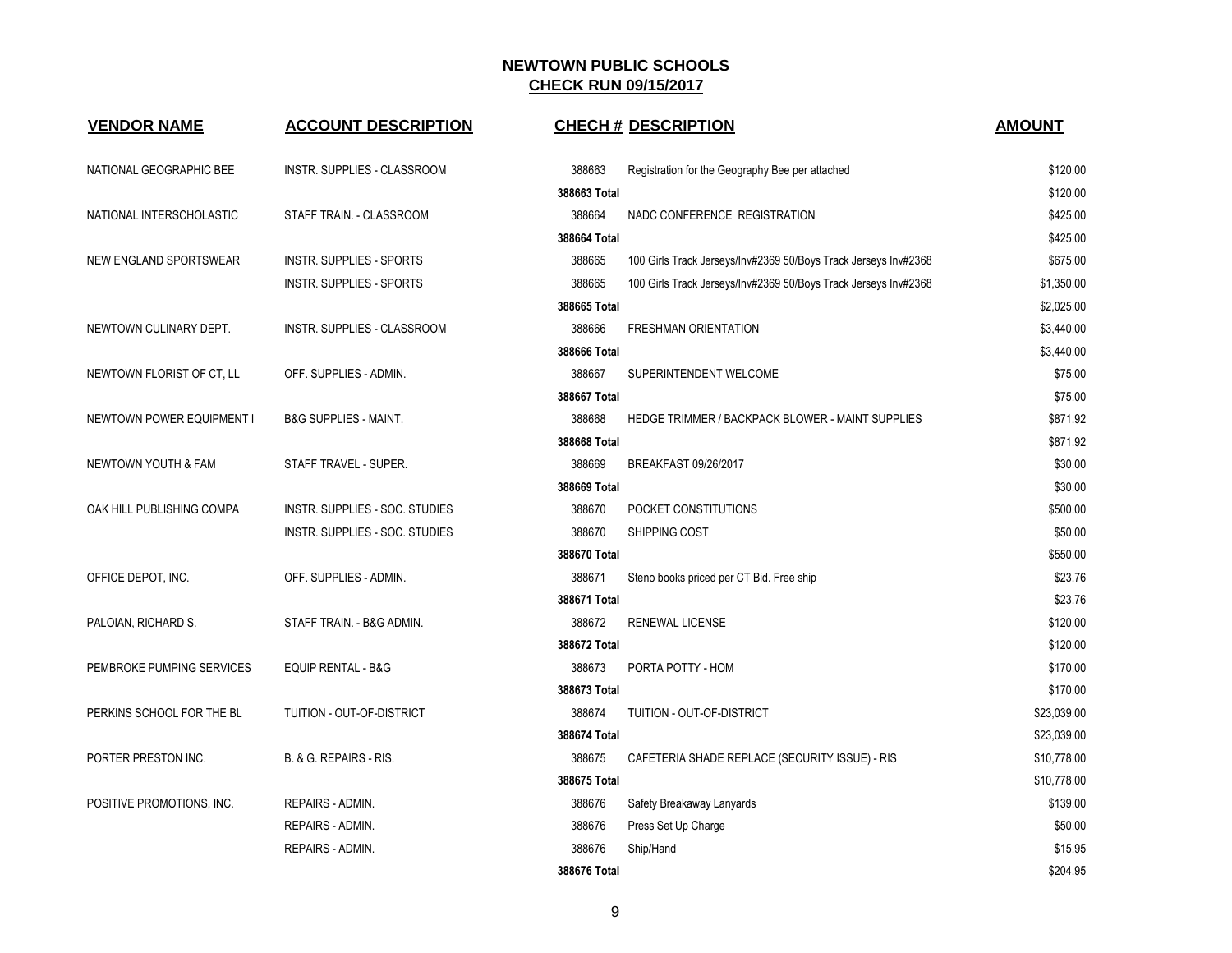# NEWTOWN PUBLIC SCHOOLS

## CHECK RUN 09/15/2017

| VENDOR NAME | ACCOUNT DESCRIPTION | CHECH # | DESCRIPTION | AMOUNT |
|---|---|---|---|---|
| NATIONAL GEOGRAPHIC BEE | INSTR. SUPPLIES - CLASSROOM | 388663 | Registration for the Geography Bee per attached | $120.00 |
| | | **388663 Total** | | $120.00 |
| NATIONAL INTERSCHOLASTIC | STAFF TRAIN. - CLASSROOM | 388664 | NADC CONFERENCE REGISTRATION | $425.00 |
| | | **388664 Total** | | $425.00 |
| NEW ENGLAND SPORTSWEAR | INSTR. SUPPLIES - SPORTS | 388665 | 100 Girls Track Jerseys/Inv#2369 50/Boys Track Jerseys Inv#2368 | $675.00 |
| | INSTR. SUPPLIES - SPORTS | 388665 | 100 Girls Track Jerseys/Inv#2369 50/Boys Track Jerseys Inv#2368 | $1,350.00 |
| | | **388665 Total** | | $2,025.00 |
| NEWTOWN CULINARY DEPT. | INSTR. SUPPLIES - CLASSROOM | 388666 | FRESHMAN ORIENTATION | $3,440.00 |
| | | **388666 Total** | | $3,440.00 |
| NEWTOWN FLORIST OF CT, LL | OFF. SUPPLIES - ADMIN. | 388667 | SUPERINTENDENT WELCOME | $75.00 |
| | | **388667 Total** | | $75.00 |
| NEWTOWN POWER EQUIPMENT I | B&G SUPPLIES - MAINT. | 388668 | HEDGE TRIMMER / BACKPACK BLOWER - MAINT SUPPLIES | $871.92 |
| | | **388668 Total** | | $871.92 |
| NEWTOWN YOUTH & FAM | STAFF TRAVEL - SUPER. | 388669 | BREAKFAST 09/26/2017 | $30.00 |
| | | **388669 Total** | | $30.00 |
| OAK HILL PUBLISHING COMPA | INSTR. SUPPLIES - SOC. STUDIES | 388670 | POCKET CONSTITUTIONS | $500.00 |
| | INSTR. SUPPLIES - SOC. STUDIES | 388670 | SHIPPING COST | $50.00 |
| | | **388670 Total** | | $550.00 |
| OFFICE DEPOT, INC. | OFF. SUPPLIES - ADMIN. | 388671 | Steno books priced per CT Bid. Free ship | $23.76 |
| | | **388671 Total** | | $23.76 |
| PALOIAN, RICHARD S. | STAFF TRAIN. - B&G ADMIN. | 388672 | RENEWAL LICENSE | $120.00 |
| | | **388672 Total** | | $120.00 |
| PEMBROKE PUMPING SERVICES | EQUIP RENTAL - B&G | 388673 | PORTA POTTY - HOM | $170.00 |
| | | **388673 Total** | | $170.00 |
| PERKINS SCHOOL FOR THE BL | TUITION - OUT-OF-DISTRICT | 388674 | TUITION - OUT-OF-DISTRICT | $23,039.00 |
| | | **388674 Total** | | $23,039.00 |
| PORTER PRESTON INC. | B. & G. REPAIRS - RIS. | 388675 | CAFETERIA SHADE REPLACE (SECURITY ISSUE) - RIS | $10,778.00 |
| | | **388675 Total** | | $10,778.00 |
| POSITIVE PROMOTIONS, INC. | REPAIRS - ADMIN. | 388676 | Safety Breakaway Lanyards | $139.00 |
| | REPAIRS - ADMIN. | 388676 | Press Set Up Charge | $50.00 |
| | REPAIRS - ADMIN. | 388676 | Ship/Hand | $15.95 |
| | | **388676 Total** | | $204.95 |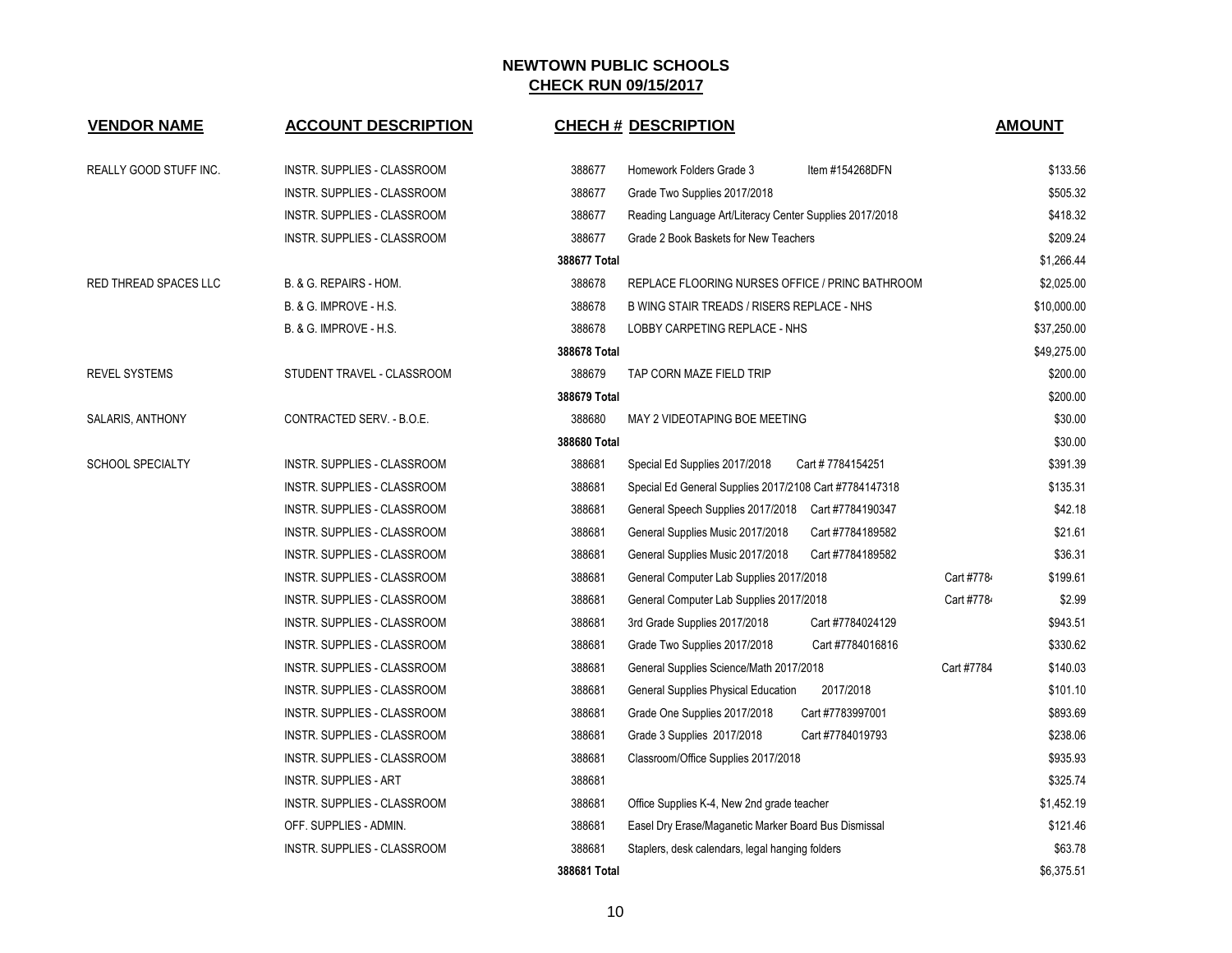# NEWTOWN PUBLIC SCHOOLS

## CHECK RUN 09/15/2017

| VENDOR NAME | ACCOUNT DESCRIPTION | CHECH # | DESCRIPTION | AMOUNT |
|---|---|---|---|---|
| REALLY GOOD STUFF INC. | INSTR. SUPPLIES - CLASSROOM | 388677 | Homework Folders Grade 3 Item #154268DFN | $133.56 |
| | INSTR. SUPPLIES - CLASSROOM | 388677 | Grade Two Supplies 2017/2018 | $505.32 |
| | INSTR. SUPPLIES - CLASSROOM | 388677 | Reading Language Art/Literacy Center Supplies 2017/2018 | $418.32 |
| | INSTR. SUPPLIES - CLASSROOM | 388677 | Grade 2 Book Baskets for New Teachers | $209.24 |
| | | 388677 Total | | $1,266.44 |
| RED THREAD SPACES LLC | B. & G. REPAIRS - HOM. | 388678 | REPLACE FLOORING NURSES OFFICE / PRINC BATHROOM | $2,025.00 |
| | B. & G. IMPROVE - H.S. | 388678 | B WING STAIR TREADS / RISERS REPLACE - NHS | $10,000.00 |
| | B. & G. IMPROVE - H.S. | 388678 | LOBBY CARPETING REPLACE - NHS | $37,250.00 |
| | | 388678 Total | | $49,275.00 |
| REVEL SYSTEMS | STUDENT TRAVEL - CLASSROOM | 388679 | TAP CORN MAZE FIELD TRIP | $200.00 |
| | | 388679 Total | | $200.00 |
| SALARIS, ANTHONY | CONTRACTED SERV. - B.O.E. | 388680 | MAY 2 VIDEOTAPING BOE MEETING | $30.00 |
| | | 388680 Total | | $30.00 |
| SCHOOL SPECIALTY | INSTR. SUPPLIES - CLASSROOM | 388681 | Special Ed Supplies 2017/2018 Cart # 7784154251 | $391.39 |
| | INSTR. SUPPLIES - CLASSROOM | 388681 | Special Ed General Supplies 2017/2108 Cart #7784147318 | $135.31 |
| | INSTR. SUPPLIES - CLASSROOM | 388681 | General Speech Supplies 2017/2018 Cart #7784190347 | $42.18 |
| | INSTR. SUPPLIES - CLASSROOM | 388681 | General Supplies Music 2017/2018 Cart #7784189582 | $21.61 |
| | INSTR. SUPPLIES - CLASSROOM | 388681 | General Supplies Music 2017/2018 Cart #7784189582 | $36.31 |
| | INSTR. SUPPLIES - CLASSROOM | 388681 | General Computer Lab Supplies 2017/2018 Cart #778 | $199.61 |
| | INSTR. SUPPLIES - CLASSROOM | 388681 | General Computer Lab Supplies 2017/2018 Cart #778 | $2.99 |
| | INSTR. SUPPLIES - CLASSROOM | 388681 | 3rd Grade Supplies 2017/2018 Cart #7784024129 | $943.51 |
| | INSTR. SUPPLIES - CLASSROOM | 388681 | Grade Two Supplies 2017/2018 Cart #7784016816 | $330.62 |
| | INSTR. SUPPLIES - CLASSROOM | 388681 | General Supplies Science/Math 2017/2018 Cart #7784 | $140.03 |
| | INSTR. SUPPLIES - CLASSROOM | 388681 | General Supplies Physical Education 2017/2018 | $101.10 |
| | INSTR. SUPPLIES - CLASSROOM | 388681 | Grade One Supplies 2017/2018 Cart #7783997001 | $893.69 |
| | INSTR. SUPPLIES - CLASSROOM | 388681 | Grade 3 Supplies 2017/2018 Cart #7784019793 | $238.06 |
| | INSTR. SUPPLIES - CLASSROOM | 388681 | Classroom/Office Supplies 2017/2018 | $935.93 |
| | INSTR. SUPPLIES - ART | 388681 | | $325.74 |
| | INSTR. SUPPLIES - CLASSROOM | 388681 | Office Supplies K-4, New 2nd grade teacher | $1,452.19 |
| | OFF. SUPPLIES - ADMIN. | 388681 | Easel Dry Erase/Maganetic Marker Board Bus Dismissal | $121.46 |
| | INSTR. SUPPLIES - CLASSROOM | 388681 | Staplers, desk calendars, legal hanging folders | $63.78 |
| | | 388681 Total | | $6,375.51 |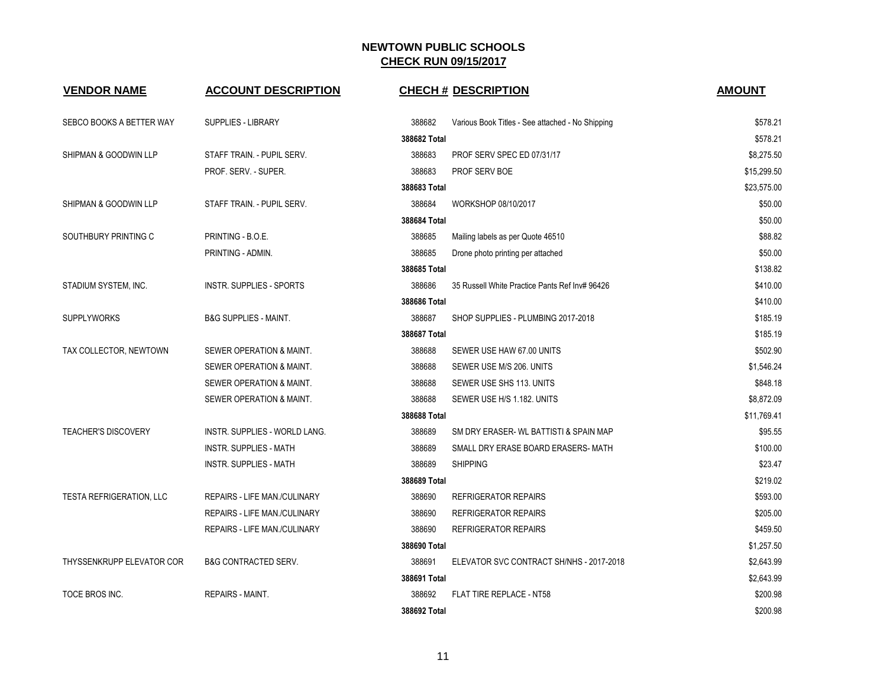# NEWTOWN PUBLIC SCHOOLS

## CHECK RUN 09/15/2017

| VENDOR NAME | ACCOUNT DESCRIPTION | CHECH # | DESCRIPTION | AMOUNT |
|---|---|---|---|---|
| SEBCO BOOKS A BETTER WAY | SUPPLIES - LIBRARY | 388682 | Various Book Titles - See attached - No Shipping | $578.21 |
| | | **388682 Total** | | $578.21 |
| SHIPMAN & GOODWIN LLP | STAFF TRAIN. - PUPIL SERV. | 388683 | PROF SERV SPEC ED 07/31/17 | $8,275.50 |
| | PROF. SERV. - SUPER. | 388683 | PROF SERV BOE | $15,299.50 |
| | | **388683 Total** | | $23,575.00 |
| SHIPMAN & GOODWIN LLP | STAFF TRAIN. - PUPIL SERV. | 388684 | WORKSHOP 08/10/2017 | $50.00 |
| | | **388684 Total** | | $50.00 |
| SOUTHBURY PRINTING C | PRINTING - B.O.E. | 388685 | Mailing labels as per Quote 46510 | $88.82 |
| | PRINTING - ADMIN. | 388685 | Drone photo printing per attached | $50.00 |
| | | **388685 Total** | | $138.82 |
| STADIUM SYSTEM, INC. | INSTR. SUPPLIES - SPORTS | 388686 | 35 Russell White Practice Pants Ref Inv# 96426 | $410.00 |
| | | **388686 Total** | | $410.00 |
| SUPPLYWORKS | B&G SUPPLIES - MAINT. | 388687 | SHOP SUPPLIES - PLUMBING 2017-2018 | $185.19 |
| | | **388687 Total** | | $185.19 |
| TAX COLLECTOR, NEWTOWN | SEWER OPERATION & MAINT. | 388688 | SEWER USE HAW 67.00 UNITS | $502.90 |
| | SEWER OPERATION & MAINT. | 388688 | SEWER USE M/S 206. UNITS | $1,546.24 |
| | SEWER OPERATION & MAINT. | 388688 | SEWER USE SHS 113. UNITS | $848.18 |
| | SEWER OPERATION & MAINT. | 388688 | SEWER USE H/S 1.182. UNITS | $8,872.09 |
| | | **388688 Total** | | $11,769.41 |
| TEACHER'S DISCOVERY | INSTR. SUPPLIES - WORLD LANG. | 388689 | SM DRY ERASER- WL BATTISTI & SPAIN MAP | $95.55 |
| | INSTR. SUPPLIES - MATH | 388689 | SMALL DRY ERASE BOARD ERASERS- MATH | $100.00 |
| | INSTR. SUPPLIES - MATH | 388689 | SHIPPING | $23.47 |
| | | **388689 Total** | | $219.02 |
| TESTA REFRIGERATION, LLC | REPAIRS - LIFE MAN./CULINARY | 388690 | REFRIGERATOR REPAIRS | $593.00 |
| | REPAIRS - LIFE MAN./CULINARY | 388690 | REFRIGERATOR REPAIRS | $205.00 |
| | REPAIRS - LIFE MAN./CULINARY | 388690 | REFRIGERATOR REPAIRS | $459.50 |
| | | **388690 Total** | | $1,257.50 |
| THYSSENKRUPP ELEVATOR COR | B&G CONTRACTED SERV. | 388691 | ELEVATOR SVC CONTRACT SH/NHS - 2017-2018 | $2,643.99 |
| | | **388691 Total** | | $2,643.99 |
| TOCE BROS INC. | REPAIRS - MAINT. | 388692 | FLAT TIRE REPLACE - NT58 | $200.98 |
| | | **388692 Total** | | $200.98 |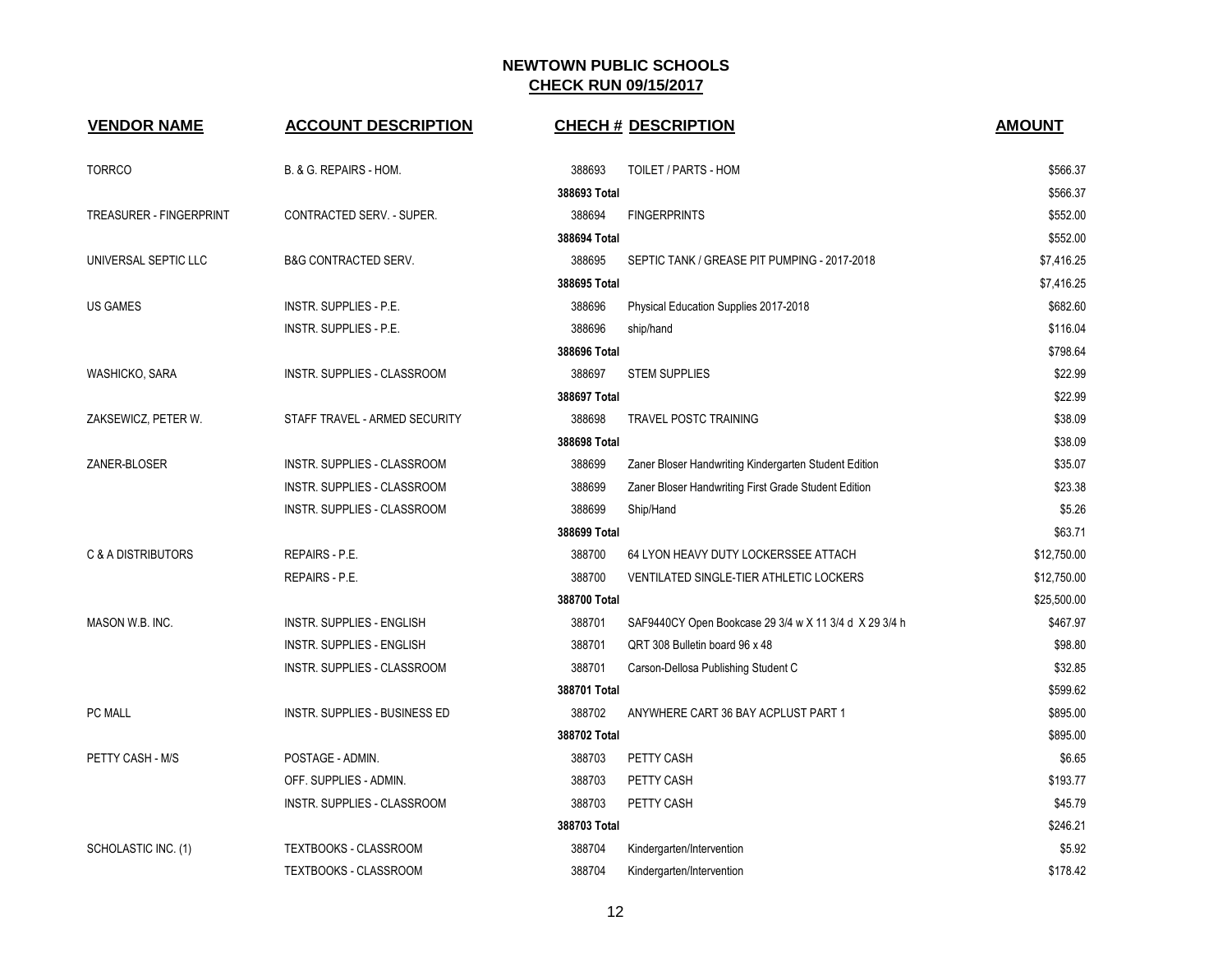## NEWTOWN PUBLIC SCHOOLS

## CHECK RUN 09/15/2017

| VENDOR NAME | ACCOUNT DESCRIPTION | CHECH # | DESCRIPTION | AMOUNT |
|---|---|---|---|---|
| TORRCO | B. & G. REPAIRS - HOM. | 388693 | TOILET / PARTS - HOM | $566.37 |
| | | 388693 Total | | $566.37 |
| TREASURER - FINGERPRINT | CONTRACTED SERV. - SUPER. | 388694 | FINGERPRINTS | $552.00 |
| | | 388694 Total | | $552.00 |
| UNIVERSAL SEPTIC LLC | B&G CONTRACTED SERV. | 388695 | SEPTIC TANK / GREASE PIT PUMPING - 2017-2018 | $7,416.25 |
| | | 388695 Total | | $7,416.25 |
| US GAMES | INSTR. SUPPLIES - P.E. | 388696 | Physical Education Supplies 2017-2018 | $682.60 |
| | INSTR. SUPPLIES - P.E. | 388696 | ship/hand | $116.04 |
| | | 388696 Total | | $798.64 |
| WASHICKO, SARA | INSTR. SUPPLIES - CLASSROOM | 388697 | STEM SUPPLIES | $22.99 |
| | | 388697 Total | | $22.99 |
| ZAKSEWICZ, PETER W. | STAFF TRAVEL - ARMED SECURITY | 388698 | TRAVEL POSTC TRAINING | $38.09 |
| | | 388698 Total | | $38.09 |
| ZANER-BLOSER | INSTR. SUPPLIES - CLASSROOM | 388699 | Zaner Bloser Handwriting Kindergarten Student Edition | $35.07 |
| | INSTR. SUPPLIES - CLASSROOM | 388699 | Zaner Bloser Handwriting First Grade Student Edition | $23.38 |
| | INSTR. SUPPLIES - CLASSROOM | 388699 | Ship/Hand | $5.26 |
| | | 388699 Total | | $63.71 |
| C & A DISTRIBUTORS | REPAIRS - P.E. | 388700 | 64 LYON HEAVY DUTY LOCKERSSEE ATTACH | $12,750.00 |
| | REPAIRS - P.E. | 388700 | VENTILATED SINGLE-TIER ATHLETIC LOCKERS | $12,750.00 |
| | | 388700 Total | | $25,500.00 |
| MASON W.B. INC. | INSTR. SUPPLIES - ENGLISH | 388701 | SAF9440CY Open Bookcase 29 3/4 w X 11 3/4 d X 29 3/4 h | $467.97 |
| | INSTR. SUPPLIES - ENGLISH | 388701 | QRT 308 Bulletin board 96 x 48 | $98.80 |
| | INSTR. SUPPLIES - CLASSROOM | 388701 | Carson-Dellosa Publishing Student C | $32.85 |
| | | 388701 Total | | $599.62 |
| PC MALL | INSTR. SUPPLIES - BUSINESS ED | 388702 | ANYWHERE CART 36 BAY ACPLUST PART 1 | $895.00 |
| | | 388702 Total | | $895.00 |
| PETTY CASH - M/S | POSTAGE - ADMIN. | 388703 | PETTY CASH | $6.65 |
| | OFF. SUPPLIES - ADMIN. | 388703 | PETTY CASH | $193.77 |
| | INSTR. SUPPLIES - CLASSROOM | 388703 | PETTY CASH | $45.79 |
| | | 388703 Total | | $246.21 |
| SCHOLASTIC INC. (1) | TEXTBOOKS - CLASSROOM | 388704 | Kindergarten/Intervention | $5.92 |
| | TEXTBOOKS - CLASSROOM | 388704 | Kindergarten/Intervention | $178.42 |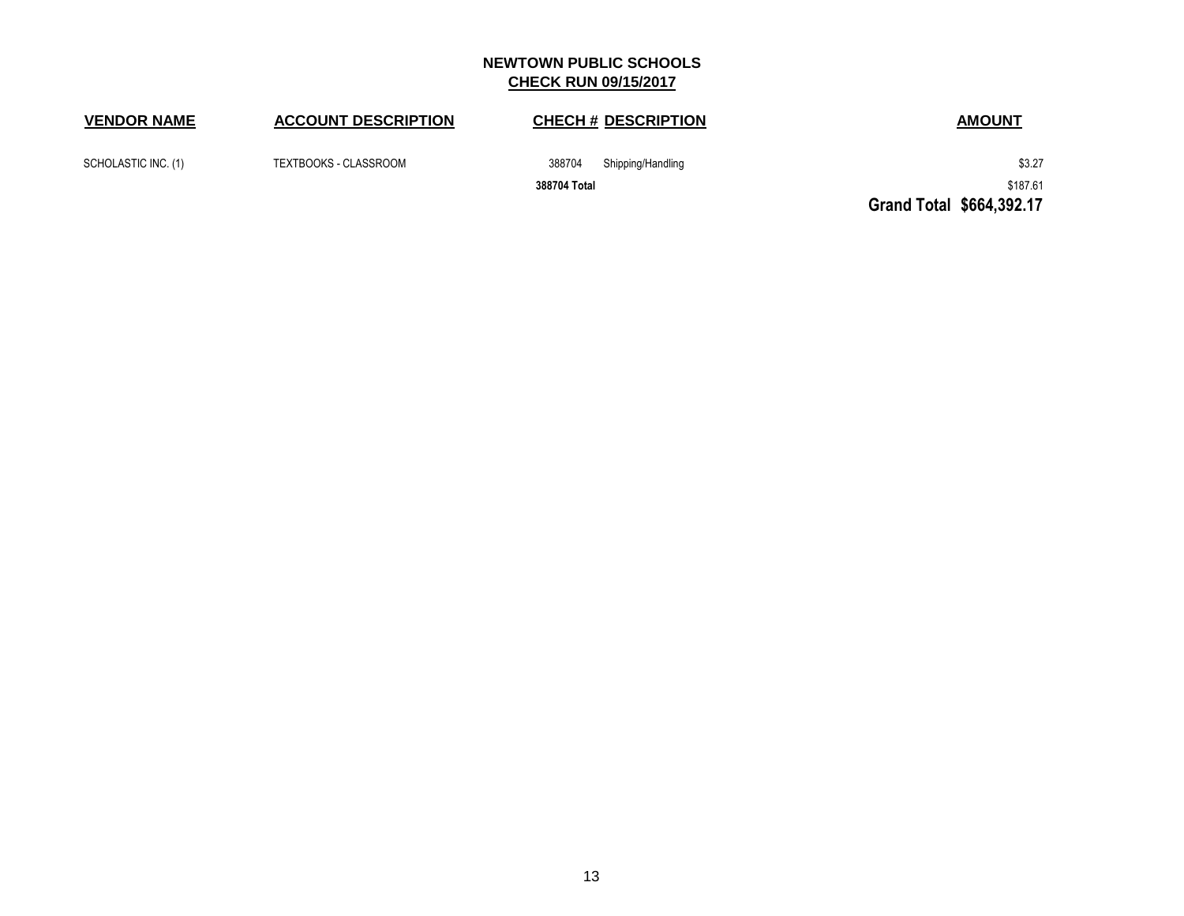**NEWTOWN PUBLIC SCHOOLS**
**CHECK RUN 09/15/2017**

| VENDOR NAME | ACCOUNT DESCRIPTION | CHECH # | DESCRIPTION | AMOUNT |
|---|---|---|---|---|
| SCHOLASTIC INC. (1) | TEXTBOOKS - CLASSROOM | 388704 | Shipping/Handling | $3.27 |
| | | **388704 Total** | | $187.61 |
| | | | **Grand Total** | **$664,392.17** |